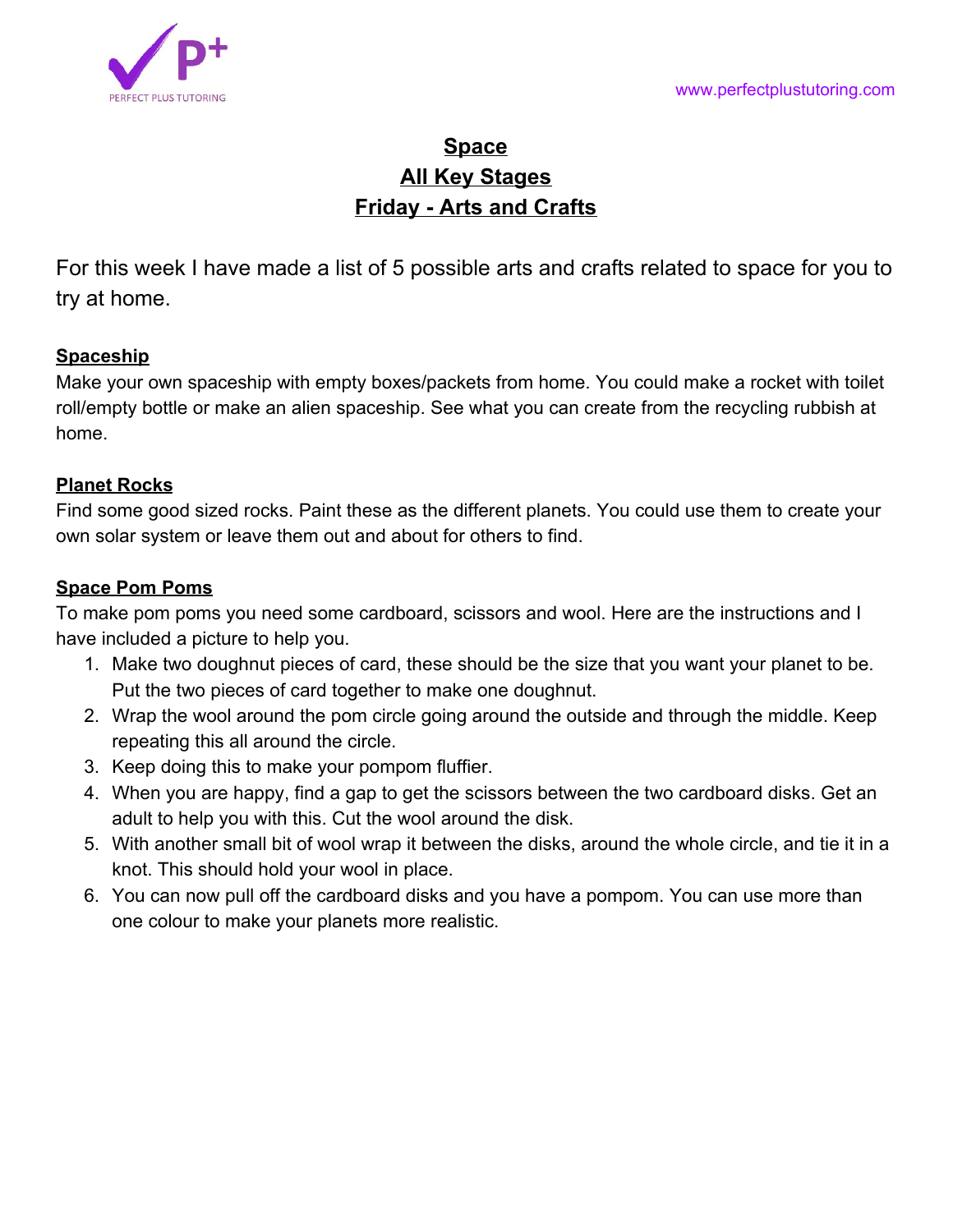# Space
## All Key Stages
## Friday - Arts and Crafts

For this week I have made a list of 5 possible arts and crafts related to space for you to try at home.

### Spaceship

Make your own spaceship with empty boxes/packets from home. You could make a rocket with toilet roll/empty bottle or make an alien spaceship. See what you can create from the recycling rubbish at home.

### Planet Rocks

Find some good sized rocks. Paint these as the different planets. You could use them to create your own solar system or leave them out and about for others to find.

### Space Pom Poms

To make pom poms you need some cardboard, scissors and wool. Here are the instructions and I have included a picture to help you.

1. Make two doughnut pieces of card, these should be the size that you want your planet to be. Put the two pieces of card together to make one doughnut.
2. Wrap the wool around the pom circle going around the outside and through the middle. Keep repeating this all around the circle.
3. Keep doing this to make your pompom fluffier.
4. When you are happy, find a gap to get the scissors between the two cardboard disks. Get an adult to help you with this. Cut the wool around the disk.
5. With another small bit of wool wrap it between the disks, around the whole circle, and tie it in a knot. This should hold your wool in place.
6. You can now pull off the cardboard disks and you have a pompom. You can use more than one colour to make your planets more realistic.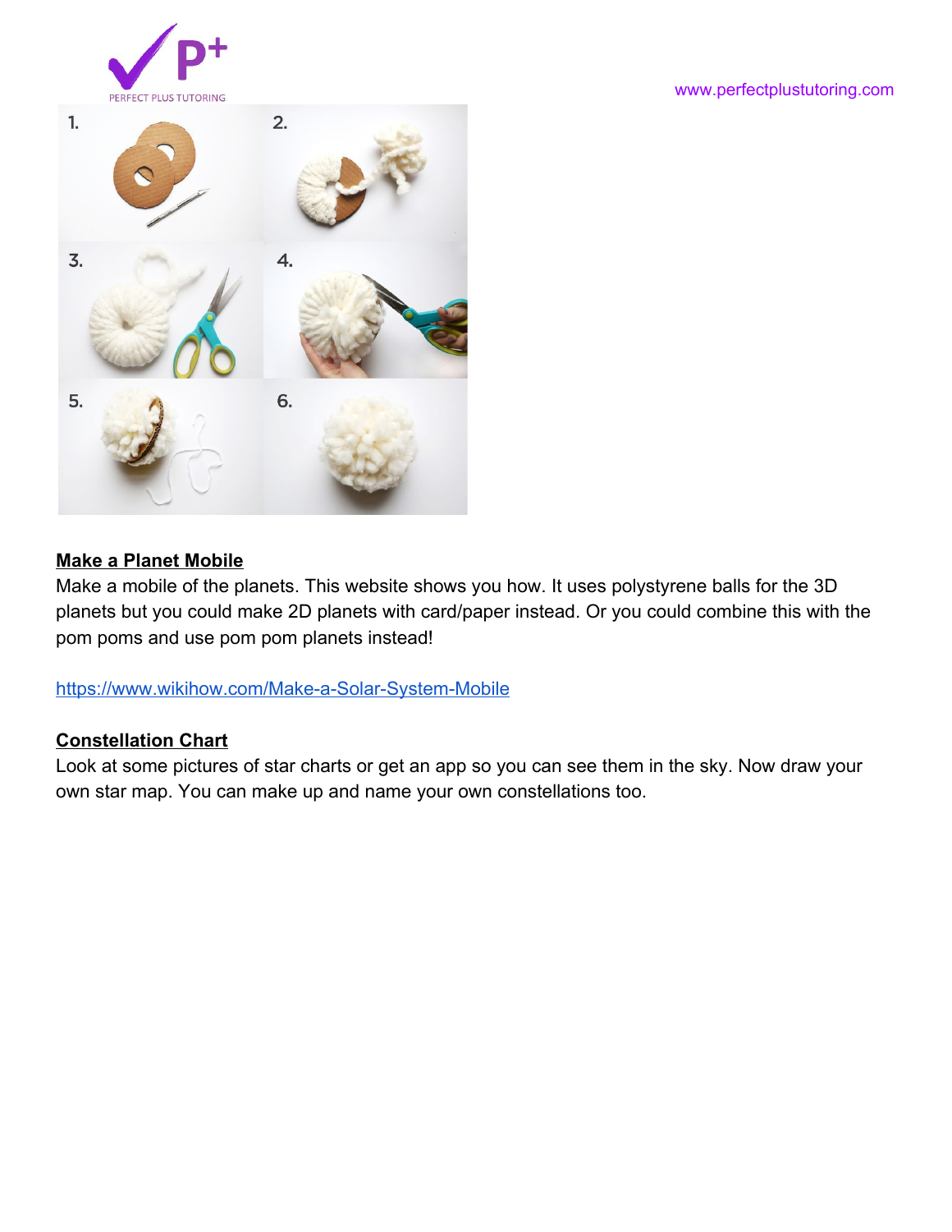## Make a Planet Mobile

Make a mobile of the planets. This website shows you how. It uses polystyrene balls for the 3D planets but you could make 2D planets with card/paper instead. Or you could combine this with the pom poms and use pom pom planets instead!

https://www.wikihow.com/Make-a-Solar-System-Mobile

## Constellation Chart

Look at some pictures of star charts or get an app so you can see them in the sky. Now draw your own star map. You can make up and name your own constellations too.